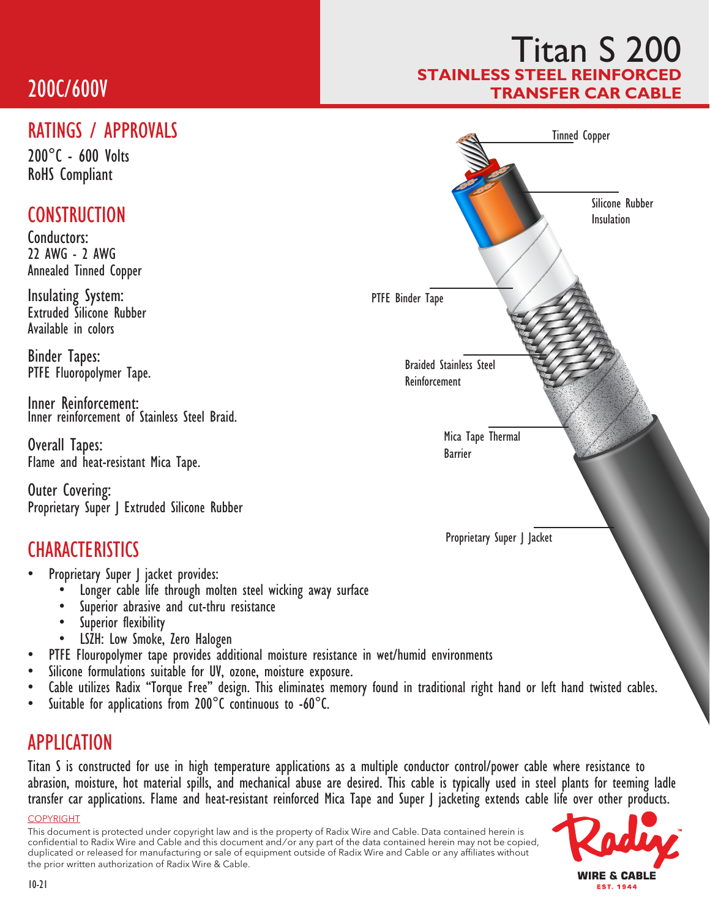# Titan S 200

## STAINLESS STEEL REINFORCED TRANSFER CAR CABLE

200C/600V

## RATINGS / APPROVALS

200°C - 600 Volts
RoHS Compliant

## CONSTRUCTION

Conductors:
22 AWG - 2 AWG
Annealed Tinned Copper

Insulating System:
Extruded Silicone Rubber
Available in colors

Binder Tapes:
PTFE Fluoropolymer Tape.

Inner Reinforcement:
Inner reinforcement of Stainless Steel Braid.

Overall Tapes:
Flame and heat-resistant Mica Tape.

Outer Covering:
Proprietary Super J Extruded Silicone Rubber

Tinned Copper

Silicone Rubber Insulation

PTFE Binder Tape

Braided Stainless Steel Reinforcement

Mica Tape Thermal Barrier

Proprietary Super J Jacket

## CHARACTERISTICS

- Proprietary Super J jacket provides:
  - Longer cable life through molten steel wicking away surface
  - Superior abrasive and cut-thru resistance
  - Superior flexibility
  - LSZH: Low Smoke, Zero Halogen
- PTFE Flouropolymer tape provides additional moisture resistance in wet/humid environments
- Silicone formulations suitable for UV, ozone, moisture exposure.
- Cable utilizes Radix "Torque Free" design. This eliminates memory found in traditional right hand or left hand twisted cables.
- Suitable for applications from 200°C continuous to -60°C.

## APPLICATION

Titan S is constructed for use in high temperature applications as a multiple conductor control/power cable where resistance to abrasion, moisture, hot material spills, and mechanical abuse are desired. This cable is typically used in steel plants for teeming ladle transfer car applications. Flame and heat-resistant reinforced Mica Tape and Super J jacketing extends cable life over other products.

COPYRIGHT

This document is protected under copyright law and is the property of Radix Wire and Cable. Data contained herein is confidential to Radix Wire and Cable and this document and/or any part of the data contained herein may not be copied, duplicated or released for manufacturing or sale of equipment outside of Radix Wire and Cable or any affiliates without the prior written authorization of Radix Wire & Cable.

10-21

Radix WIRE & CABLE EST. 1944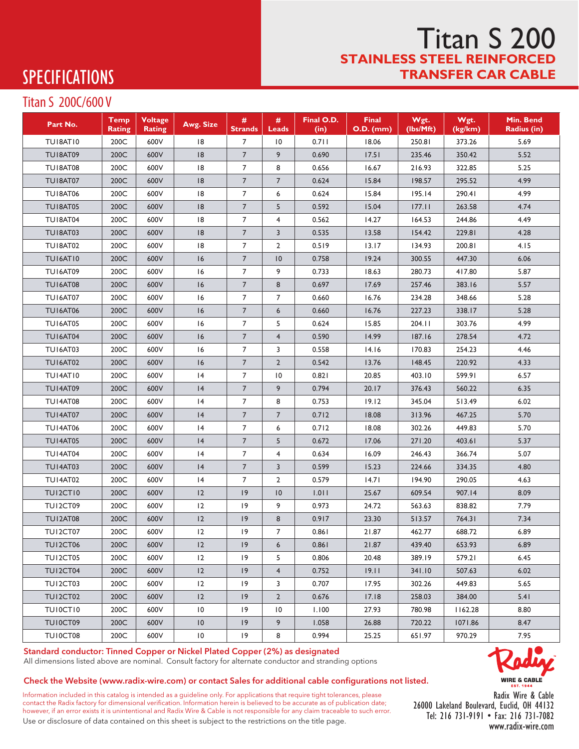# Titan S 200

## STAINLESS STEEL REINFORCED TRANSFER CAR CABLE

## SPECIFICATIONS

### Titan S 200C/600 V

| Part No. | Temp Rating | Voltage Rating | Awg. Size | # Strands | # Leads | Final O.D. (in) | Final O.D. (mm) | Wgt. (lbs/Mft) | Wgt. (kg/km) | Min. Bend Radius (in) |
|---|---|---|---|---|---|---|---|---|---|---|
| TU18AT10 | 200C | 600V | 18 | 7 | 10 | 0.711 | 18.06 | 250.81 | 373.26 | 5.69 |
| TU18AT09 | 200C | 600V | 18 | 7 | 9 | 0.690 | 17.51 | 235.46 | 350.42 | 5.52 |
| TU18AT08 | 200C | 600V | 18 | 7 | 8 | 0.656 | 16.67 | 216.93 | 322.85 | 5.25 |
| TU18AT07 | 200C | 600V | 18 | 7 | 7 | 0.624 | 15.84 | 198.57 | 295.52 | 4.99 |
| TU18AT06 | 200C | 600V | 18 | 7 | 6 | 0.624 | 15.84 | 195.14 | 290.41 | 4.99 |
| TU18AT05 | 200C | 600V | 18 | 7 | 5 | 0.592 | 15.04 | 177.11 | 263.58 | 4.74 |
| TU18AT04 | 200C | 600V | 18 | 7 | 4 | 0.562 | 14.27 | 164.53 | 244.86 | 4.49 |
| TU18AT03 | 200C | 600V | 18 | 7 | 3 | 0.535 | 13.58 | 154.42 | 229.81 | 4.28 |
| TU18AT02 | 200C | 600V | 18 | 7 | 2 | 0.519 | 13.17 | 134.93 | 200.81 | 4.15 |
| TU16AT10 | 200C | 600V | 16 | 7 | 10 | 0.758 | 19.24 | 300.55 | 447.30 | 6.06 |
| TU16AT09 | 200C | 600V | 16 | 7 | 9 | 0.733 | 18.63 | 280.73 | 417.80 | 5.87 |
| TU16AT08 | 200C | 600V | 16 | 7 | 8 | 0.697 | 17.69 | 257.46 | 383.16 | 5.57 |
| TU16AT07 | 200C | 600V | 16 | 7 | 7 | 0.660 | 16.76 | 234.28 | 348.66 | 5.28 |
| TU16AT06 | 200C | 600V | 16 | 7 | 6 | 0.660 | 16.76 | 227.23 | 338.17 | 5.28 |
| TU16AT05 | 200C | 600V | 16 | 7 | 5 | 0.624 | 15.85 | 204.11 | 303.76 | 4.99 |
| TU16AT04 | 200C | 600V | 16 | 7 | 4 | 0.590 | 14.99 | 187.16 | 278.54 | 4.72 |
| TU16AT03 | 200C | 600V | 16 | 7 | 3 | 0.558 | 14.16 | 170.83 | 254.23 | 4.46 |
| TU16AT02 | 200C | 600V | 16 | 7 | 2 | 0.542 | 13.76 | 148.45 | 220.92 | 4.33 |
| TU14AT10 | 200C | 600V | 14 | 7 | 10 | 0.821 | 20.85 | 403.10 | 599.91 | 6.57 |
| TU14AT09 | 200C | 600V | 14 | 7 | 9 | 0.794 | 20.17 | 376.43 | 560.22 | 6.35 |
| TU14AT08 | 200C | 600V | 14 | 7 | 8 | 0.753 | 19.12 | 345.04 | 513.49 | 6.02 |
| TU14AT07 | 200C | 600V | 14 | 7 | 7 | 0.712 | 18.08 | 313.96 | 467.25 | 5.70 |
| TU14AT06 | 200C | 600V | 14 | 7 | 6 | 0.712 | 18.08 | 302.26 | 449.83 | 5.70 |
| TU14AT05 | 200C | 600V | 14 | 7 | 5 | 0.672 | 17.06 | 271.20 | 403.61 | 5.37 |
| TU14AT04 | 200C | 600V | 14 | 7 | 4 | 0.634 | 16.09 | 246.43 | 366.74 | 5.07 |
| TU14AT03 | 200C | 600V | 14 | 7 | 3 | 0.599 | 15.23 | 224.66 | 334.35 | 4.80 |
| TU14AT02 | 200C | 600V | 14 | 7 | 2 | 0.579 | 14.71 | 194.90 | 290.05 | 4.63 |
| TU12CT10 | 200C | 600V | 12 | 19 | 10 | 1.011 | 25.67 | 609.54 | 907.14 | 8.09 |
| TU12CT09 | 200C | 600V | 12 | 19 | 9 | 0.973 | 24.72 | 563.63 | 838.82 | 7.79 |
| TU12AT08 | 200C | 600V | 12 | 19 | 8 | 0.917 | 23.30 | 513.57 | 764.31 | 7.34 |
| TU12CT07 | 200C | 600V | 12 | 19 | 7 | 0.861 | 21.87 | 462.77 | 688.72 | 6.89 |
| TU12CT06 | 200C | 600V | 12 | 19 | 6 | 0.861 | 21.87 | 439.40 | 653.93 | 6.89 |
| TU12CT05 | 200C | 600V | 12 | 19 | 5 | 0.806 | 20.48 | 389.19 | 579.21 | 6.45 |
| TU12CT04 | 200C | 600V | 12 | 19 | 4 | 0.752 | 19.11 | 341.10 | 507.63 | 6.02 |
| TU12CT03 | 200C | 600V | 12 | 19 | 3 | 0.707 | 17.95 | 302.26 | 449.83 | 5.65 |
| TU12CT02 | 200C | 600V | 12 | 19 | 2 | 0.676 | 17.18 | 258.03 | 384.00 | 5.41 |
| TU10CT10 | 200C | 600V | 10 | 19 | 10 | 1.100 | 27.93 | 780.98 | 1162.28 | 8.80 |
| TU10CT09 | 200C | 600V | 10 | 19 | 9 | 1.058 | 26.88 | 720.22 | 1071.86 | 8.47 |
| TU10CT08 | 200C | 600V | 10 | 19 | 8 | 0.994 | 25.25 | 651.97 | 970.29 | 7.95 |

**Standard conductor: Tinned Copper or Nickel Plated Copper (2%) as designated**

All dimensions listed above are nominal. Consult factory for alternate conductor and stranding options

**Check the Website (www.radix-wire.com) or contact Sales for additional cable configurations not listed.**

Information included in this catalog is intended as a guideline only. For applications that require tight tolerances, please contact the Radix factory for dimensional verification. Information herein is believed to be accurate as of publication date; however, if an error exists it is unintentional and Radix Wire & Cable is not responsible for any claim traceable to such error.

Use or disclosure of data contained on this sheet is subject to the restrictions on the title page.

Radix WIRE & CABLE EST. 1944

Radix Wire & Cable
26000 Lakeland Boulevard, Euclid, OH 44132
Tel: 216 731-9191 • Fax: 216 731-7082
www.radix-wire.com